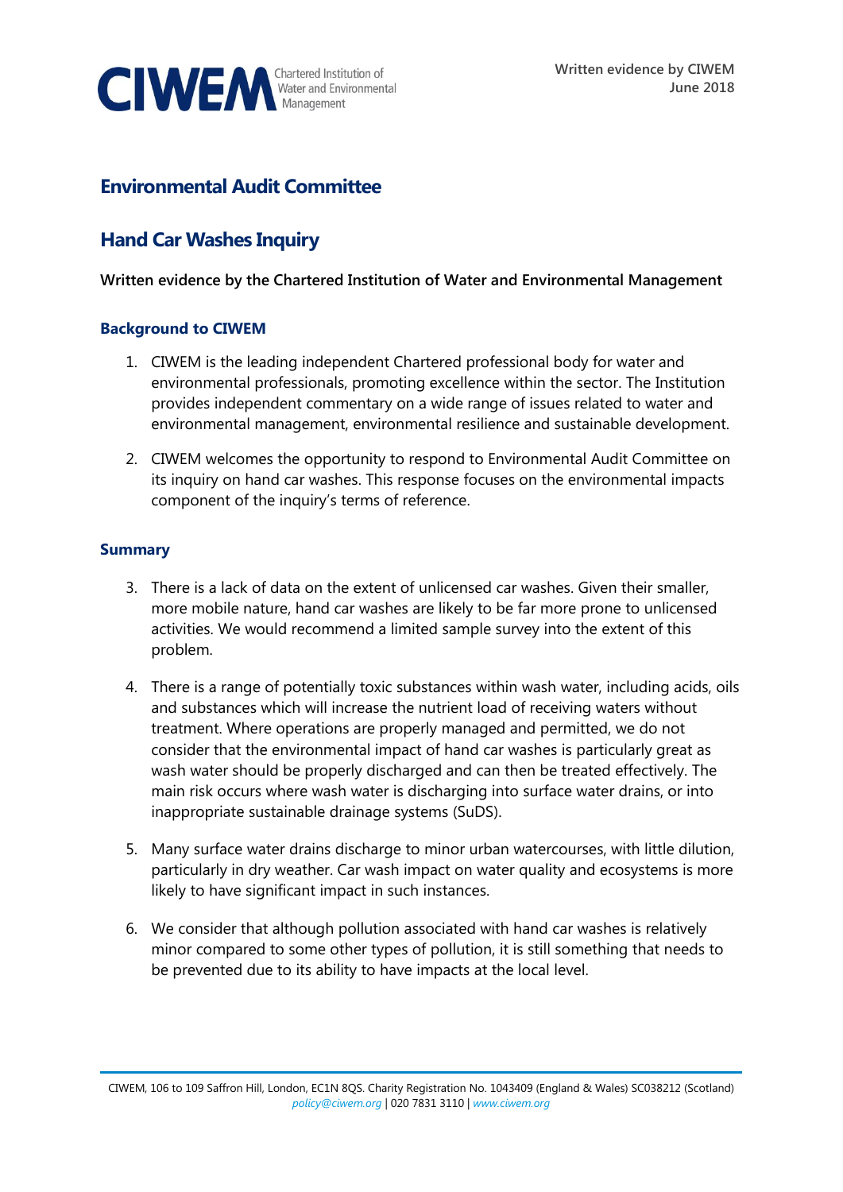CIWEM Chartered Institution of Water and Environmental Management

Written evidence by CIWEM
June 2018

# Environmental Audit Committee

# Hand Car Washes Inquiry

**Written evidence by the Chartered Institution of Water and Environmental Management**

## Background to CIWEM

1. CIWEM is the leading independent Chartered professional body for water and environmental professionals, promoting excellence within the sector. The Institution provides independent commentary on a wide range of issues related to water and environmental management, environmental resilience and sustainable development.

2. CIWEM welcomes the opportunity to respond to Environmental Audit Committee on its inquiry on hand car washes. This response focuses on the environmental impacts component of the inquiry's terms of reference.

## Summary

3. There is a lack of data on the extent of unlicensed car washes. Given their smaller, more mobile nature, hand car washes are likely to be far more prone to unlicensed activities. We would recommend a limited sample survey into the extent of this problem.

4. There is a range of potentially toxic substances within wash water, including acids, oils and substances which will increase the nutrient load of receiving waters without treatment. Where operations are properly managed and permitted, we do not consider that the environmental impact of hand car washes is particularly great as wash water should be properly discharged and can then be treated effectively. The main risk occurs where wash water is discharging into surface water drains, or into inappropriate sustainable drainage systems (SuDS).

5. Many surface water drains discharge to minor urban watercourses, with little dilution, particularly in dry weather. Car wash impact on water quality and ecosystems is more likely to have significant impact in such instances.

6. We consider that although pollution associated with hand car washes is relatively minor compared to some other types of pollution, it is still something that needs to be prevented due to its ability to have impacts at the local level.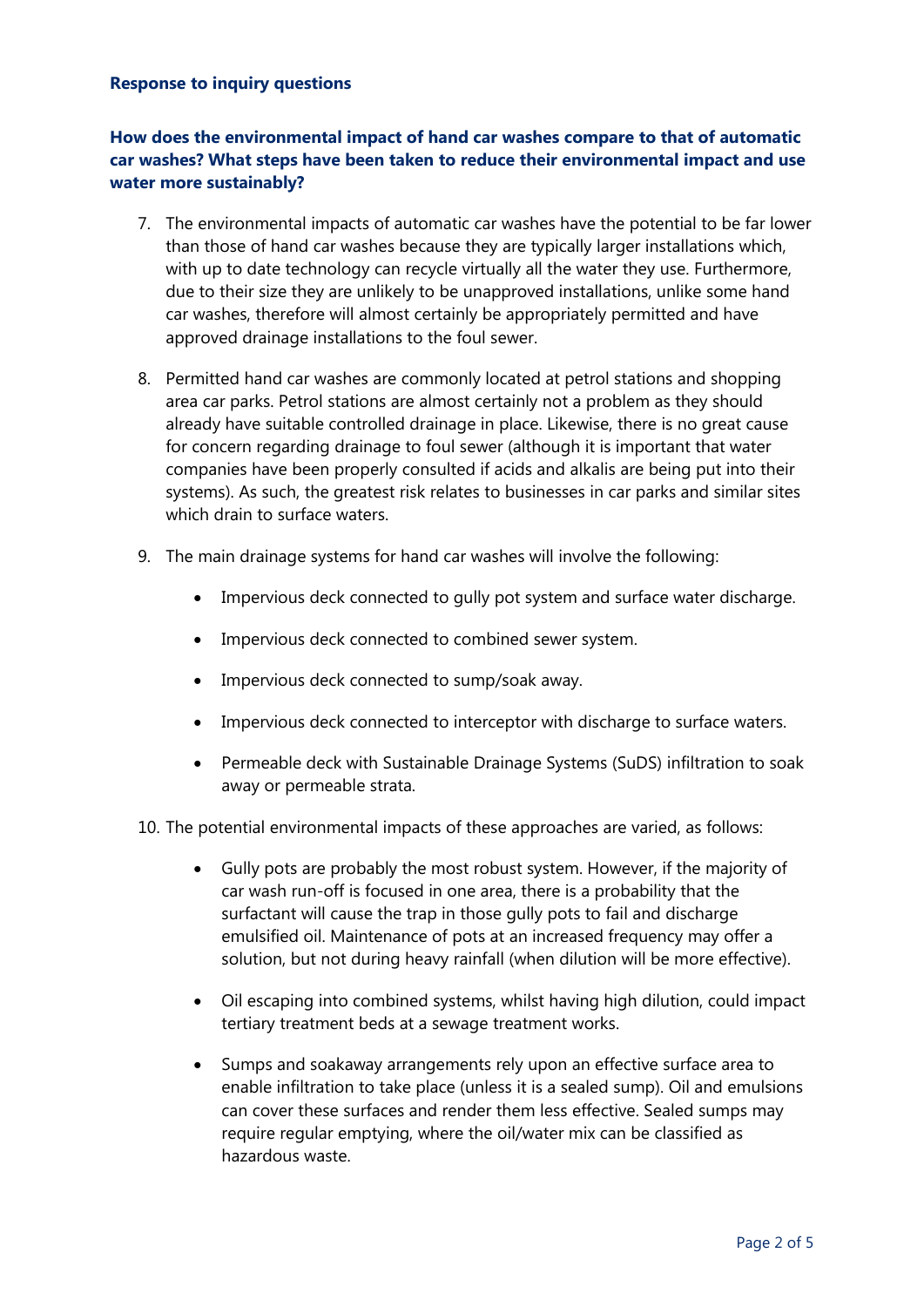**Response to inquiry questions**

**How does the environmental impact of hand car washes compare to that of automatic car washes? What steps have been taken to reduce their environmental impact and use water more sustainably?**

7. The environmental impacts of automatic car washes have the potential to be far lower than those of hand car washes because they are typically larger installations which, with up to date technology can recycle virtually all the water they use. Furthermore, due to their size they are unlikely to be unapproved installations, unlike some hand car washes, therefore will almost certainly be appropriately permitted and have approved drainage installations to the foul sewer.

8. Permitted hand car washes are commonly located at petrol stations and shopping area car parks. Petrol stations are almost certainly not a problem as they should already have suitable controlled drainage in place. Likewise, there is no great cause for concern regarding drainage to foul sewer (although it is important that water companies have been properly consulted if acids and alkalis are being put into their systems). As such, the greatest risk relates to businesses in car parks and similar sites which drain to surface waters.

9. The main drainage systems for hand car washes will involve the following:

   - Impervious deck connected to gully pot system and surface water discharge.
   - Impervious deck connected to combined sewer system.
   - Impervious deck connected to sump/soak away.
   - Impervious deck connected to interceptor with discharge to surface waters.
   - Permeable deck with Sustainable Drainage Systems (SuDS) infiltration to soak away or permeable strata.

10. The potential environmental impacts of these approaches are varied, as follows:

    - Gully pots are probably the most robust system. However, if the majority of car wash run-off is focused in one area, there is a probability that the surfactant will cause the trap in those gully pots to fail and discharge emulsified oil. Maintenance of pots at an increased frequency may offer a solution, but not during heavy rainfall (when dilution will be more effective).
    - Oil escaping into combined systems, whilst having high dilution, could impact tertiary treatment beds at a sewage treatment works.
    - Sumps and soakaway arrangements rely upon an effective surface area to enable infiltration to take place (unless it is a sealed sump). Oil and emulsions can cover these surfaces and render them less effective. Sealed sumps may require regular emptying, where the oil/water mix can be classified as hazardous waste.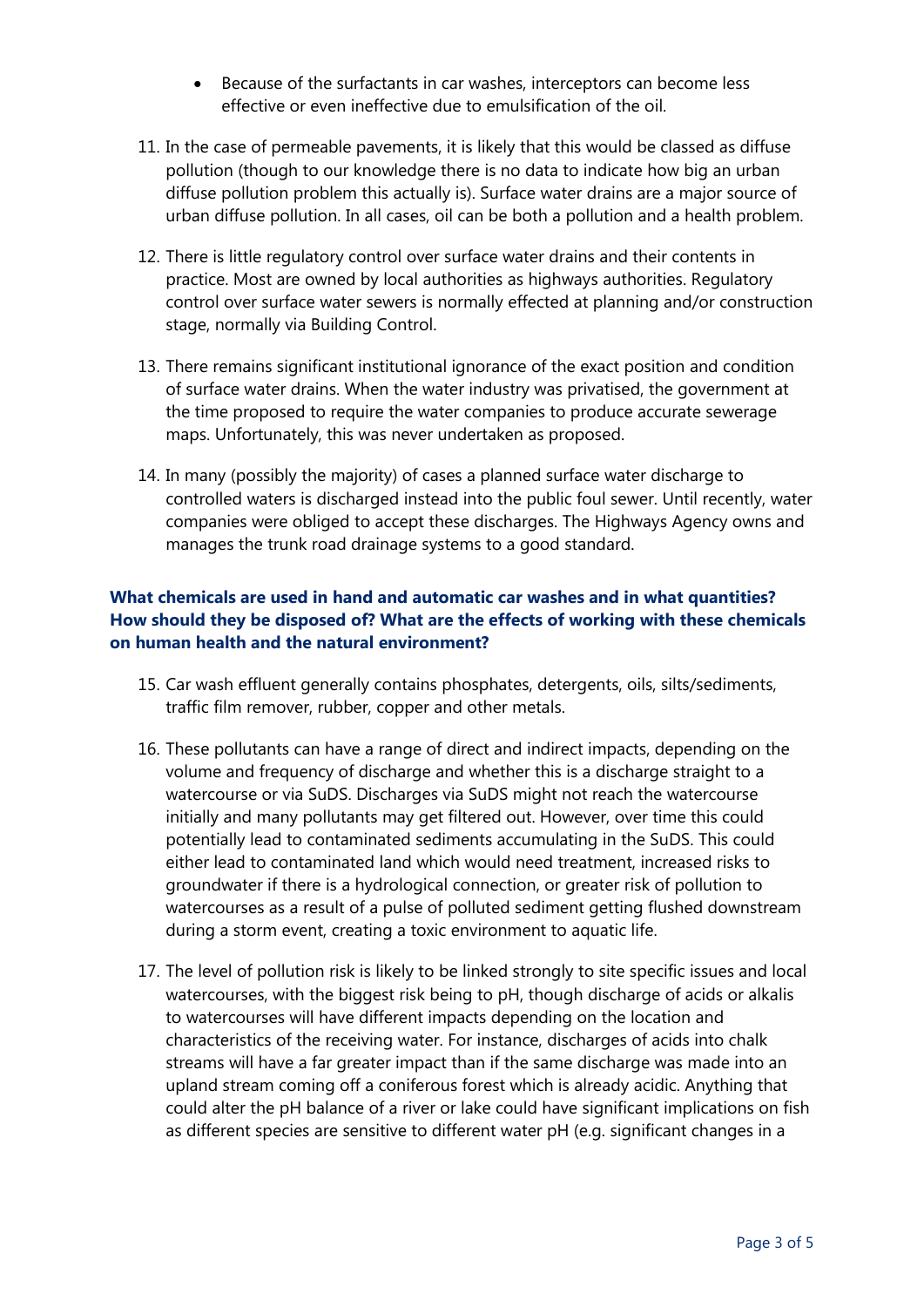- Because of the surfactants in car washes, interceptors can become less effective or even ineffective due to emulsification of the oil.

11. In the case of permeable pavements, it is likely that this would be classed as diffuse pollution (though to our knowledge there is no data to indicate how big an urban diffuse pollution problem this actually is). Surface water drains are a major source of urban diffuse pollution. In all cases, oil can be both a pollution and a health problem.

12. There is little regulatory control over surface water drains and their contents in practice. Most are owned by local authorities as highways authorities. Regulatory control over surface water sewers is normally effected at planning and/or construction stage, normally via Building Control.

13. There remains significant institutional ignorance of the exact position and condition of surface water drains. When the water industry was privatised, the government at the time proposed to require the water companies to produce accurate sewerage maps. Unfortunately, this was never undertaken as proposed.

14. In many (possibly the majority) of cases a planned surface water discharge to controlled waters is discharged instead into the public foul sewer. Until recently, water companies were obliged to accept these discharges. The Highways Agency owns and manages the trunk road drainage systems to a good standard.

**What chemicals are used in hand and automatic car washes and in what quantities? How should they be disposed of? What are the effects of working with these chemicals on human health and the natural environment?**

15. Car wash effluent generally contains phosphates, detergents, oils, silts/sediments, traffic film remover, rubber, copper and other metals.

16. These pollutants can have a range of direct and indirect impacts, depending on the volume and frequency of discharge and whether this is a discharge straight to a watercourse or via SuDS. Discharges via SuDS might not reach the watercourse initially and many pollutants may get filtered out. However, over time this could potentially lead to contaminated sediments accumulating in the SuDS. This could either lead to contaminated land which would need treatment, increased risks to groundwater if there is a hydrological connection, or greater risk of pollution to watercourses as a result of a pulse of polluted sediment getting flushed downstream during a storm event, creating a toxic environment to aquatic life.

17. The level of pollution risk is likely to be linked strongly to site specific issues and local watercourses, with the biggest risk being to pH, though discharge of acids or alkalis to watercourses will have different impacts depending on the location and characteristics of the receiving water. For instance, discharges of acids into chalk streams will have a far greater impact than if the same discharge was made into an upland stream coming off a coniferous forest which is already acidic. Anything that could alter the pH balance of a river or lake could have significant implications on fish as different species are sensitive to different water pH (e.g. significant changes in a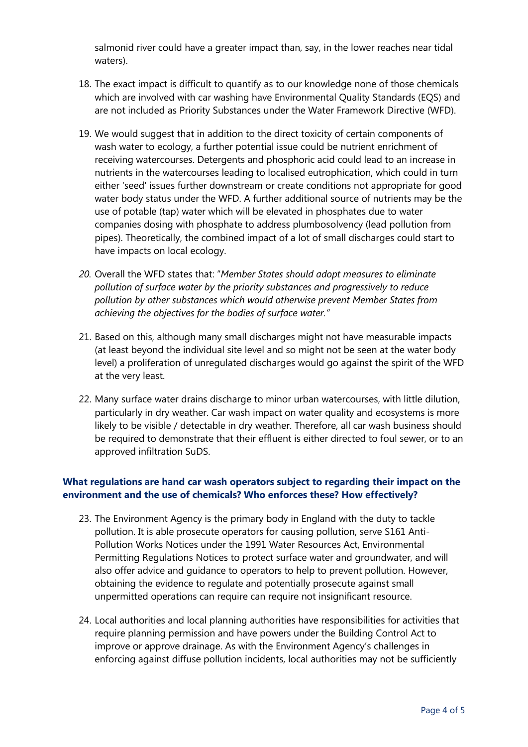salmonid river could have a greater impact than, say, in the lower reaches near tidal waters).

18. The exact impact is difficult to quantify as to our knowledge none of those chemicals which are involved with car washing have Environmental Quality Standards (EQS) and are not included as Priority Substances under the Water Framework Directive (WFD).

19. We would suggest that in addition to the direct toxicity of certain components of wash water to ecology, a further potential issue could be nutrient enrichment of receiving watercourses. Detergents and phosphoric acid could lead to an increase in nutrients in the watercourses leading to localised eutrophication, which could in turn either 'seed' issues further downstream or create conditions not appropriate for good water body status under the WFD. A further additional source of nutrients may be the use of potable (tap) water which will be elevated in phosphates due to water companies dosing with phosphate to address plumbosolvency (lead pollution from pipes). Theoretically, the combined impact of a lot of small discharges could start to have impacts on local ecology.

*20.* Overall the WFD states that: "*Member States should adopt measures to eliminate pollution of surface water by the priority substances and progressively to reduce pollution by other substances which would otherwise prevent Member States from achieving the objectives for the bodies of surface water.*"

21. Based on this, although many small discharges might not have measurable impacts (at least beyond the individual site level and so might not be seen at the water body level) a proliferation of unregulated discharges would go against the spirit of the WFD at the very least.

22. Many surface water drains discharge to minor urban watercourses, with little dilution, particularly in dry weather. Car wash impact on water quality and ecosystems is more likely to be visible / detectable in dry weather. Therefore, all car wash business should be required to demonstrate that their effluent is either directed to foul sewer, or to an approved infiltration SuDS.

### What regulations are hand car wash operators subject to regarding their impact on the environment and the use of chemicals? Who enforces these? How effectively?

23. The Environment Agency is the primary body in England with the duty to tackle pollution. It is able prosecute operators for causing pollution, serve S161 Anti-Pollution Works Notices under the 1991 Water Resources Act, Environmental Permitting Regulations Notices to protect surface water and groundwater, and will also offer advice and guidance to operators to help to prevent pollution. However, obtaining the evidence to regulate and potentially prosecute against small unpermitted operations can require can require not insignificant resource.

24. Local authorities and local planning authorities have responsibilities for activities that require planning permission and have powers under the Building Control Act to improve or approve drainage. As with the Environment Agency's challenges in enforcing against diffuse pollution incidents, local authorities may not be sufficiently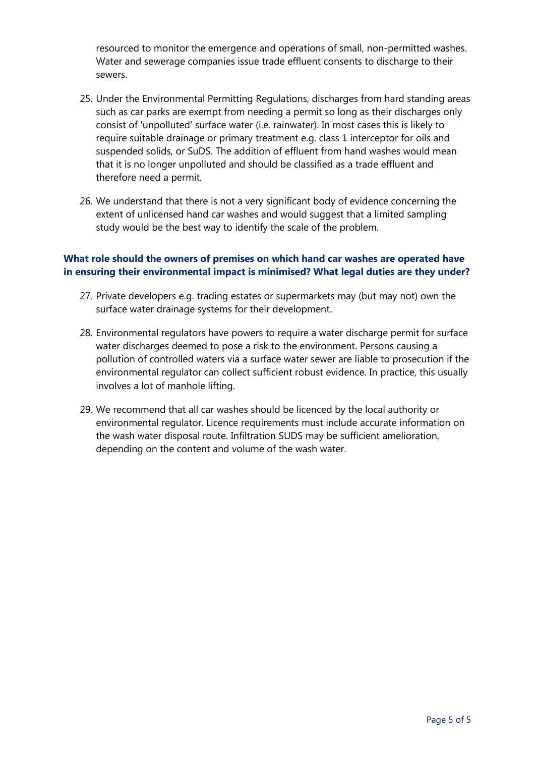resourced to monitor the emergence and operations of small, non-permitted washes. Water and sewerage companies issue trade effluent consents to discharge to their sewers.

25. Under the Environmental Permitting Regulations, discharges from hard standing areas such as car parks are exempt from needing a permit so long as their discharges only consist of 'unpolluted' surface water (i.e. rainwater). In most cases this is likely to require suitable drainage or primary treatment e.g. class 1 interceptor for oils and suspended solids, or SuDS. The addition of effluent from hand washes would mean that it is no longer unpolluted and should be classified as a trade effluent and therefore need a permit.

26. We understand that there is not a very significant body of evidence concerning the extent of unlicensed hand car washes and would suggest that a limited sampling study would be the best way to identify the scale of the problem.

**What role should the owners of premises on which hand car washes are operated have in ensuring their environmental impact is minimised? What legal duties are they under?**

27. Private developers e.g. trading estates or supermarkets may (but may not) own the surface water drainage systems for their development.

28. Environmental regulators have powers to require a water discharge permit for surface water discharges deemed to pose a risk to the environment. Persons causing a pollution of controlled waters via a surface water sewer are liable to prosecution if the environmental regulator can collect sufficient robust evidence. In practice, this usually involves a lot of manhole lifting.

29. We recommend that all car washes should be licenced by the local authority or environmental regulator. Licence requirements must include accurate information on the wash water disposal route. Infiltration SUDS may be sufficient amelioration, depending on the content and volume of the wash water.